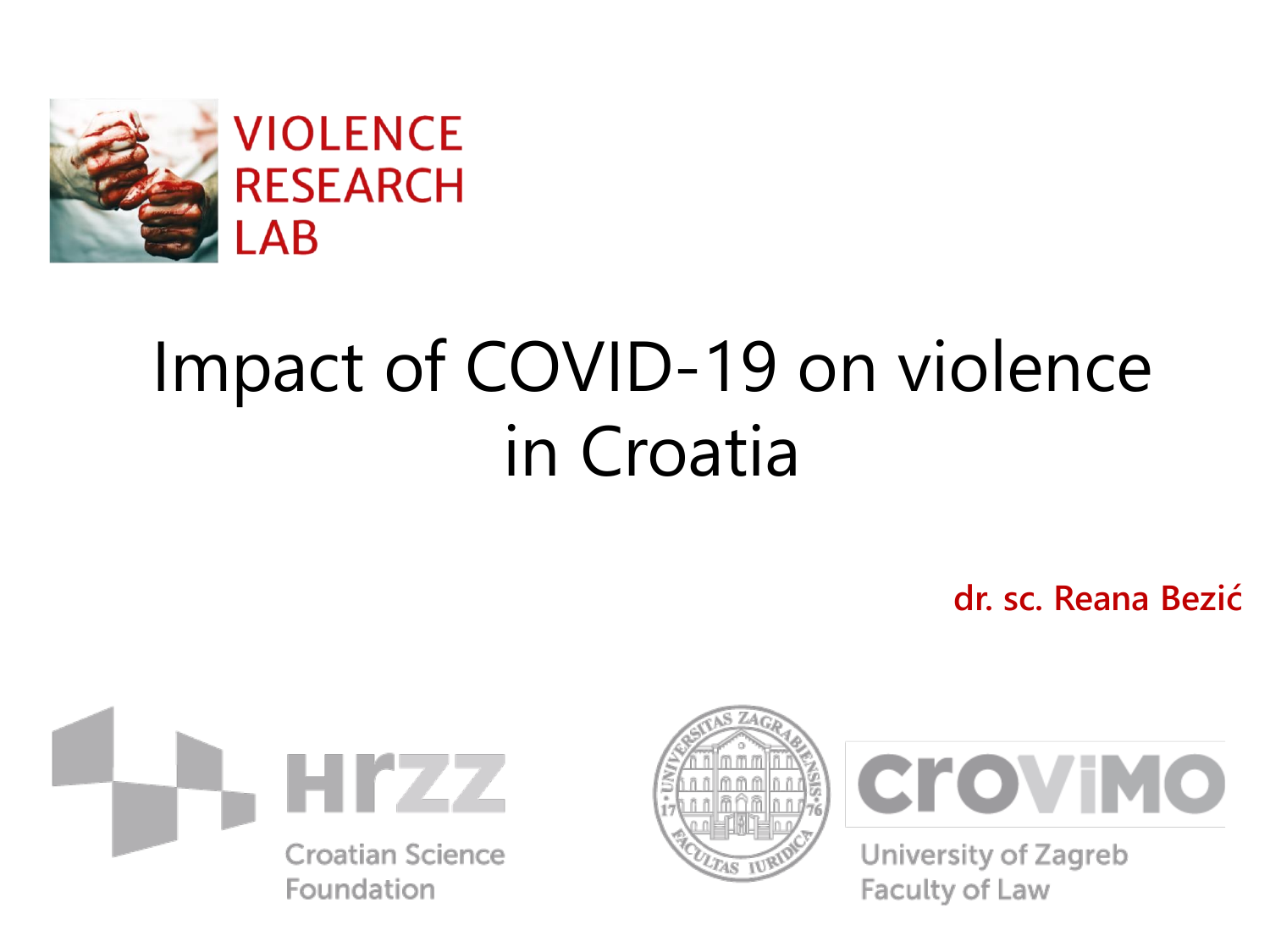VIOLENCE RESEARCH LAB

# Impact of COVID-19 on violence in Croatia

**dr. sc. Reana Bezić**

HrZZ Croatian Science Foundation

CroViMo University of Zagreb Faculty of Law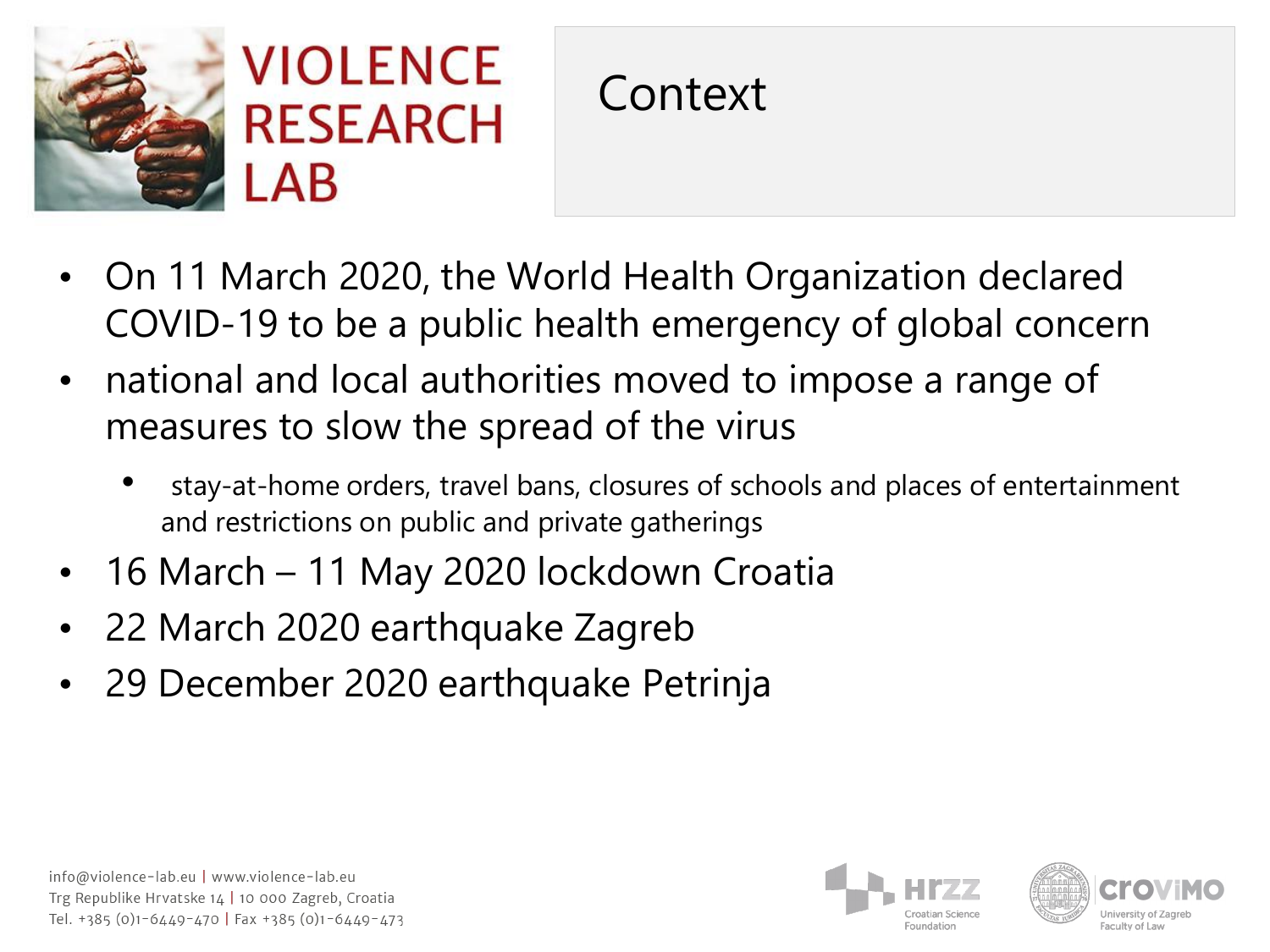# Context

- On 11 March 2020, the World Health Organization declared COVID-19 to be a public health emergency of global concern
- national and local authorities moved to impose a range of measures to slow the spread of the virus
  - stay-at-home orders, travel bans, closures of schools and places of entertainment and restrictions on public and private gatherings
- 16 March – 11 May 2020 lockdown Croatia
- 22 March 2020 earthquake Zagreb
- 29 December 2020 earthquake Petrinja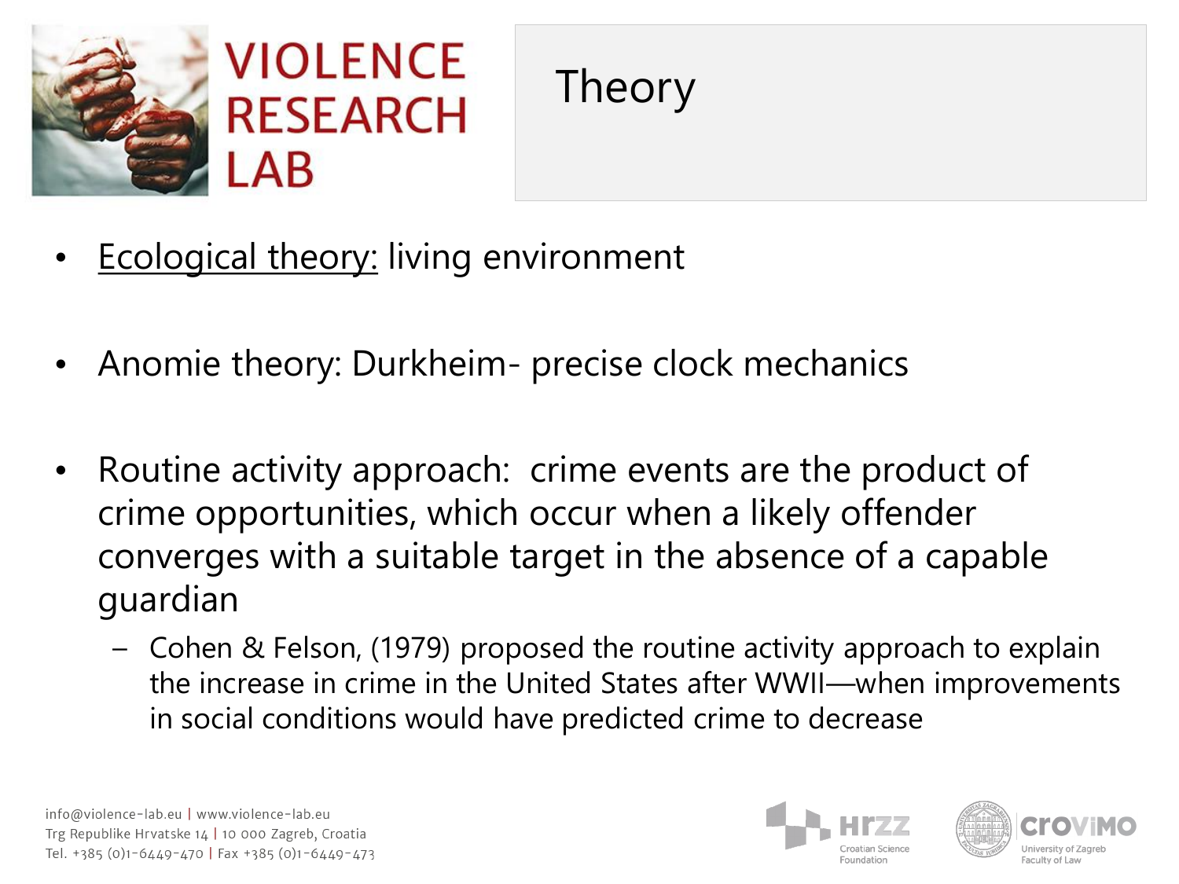# Theory

- Ecological theory: living environment
- Anomie theory: Durkheim- precise clock mechanics
- Routine activity approach:  crime events are the product of crime opportunities, which occur when a likely offender converges with a suitable target in the absence of a capable guardian
  - Cohen & Felson, (1979) proposed the routine activity approach to explain the increase in crime in the United States after WWII—when improvements in social conditions would have predicted crime to decrease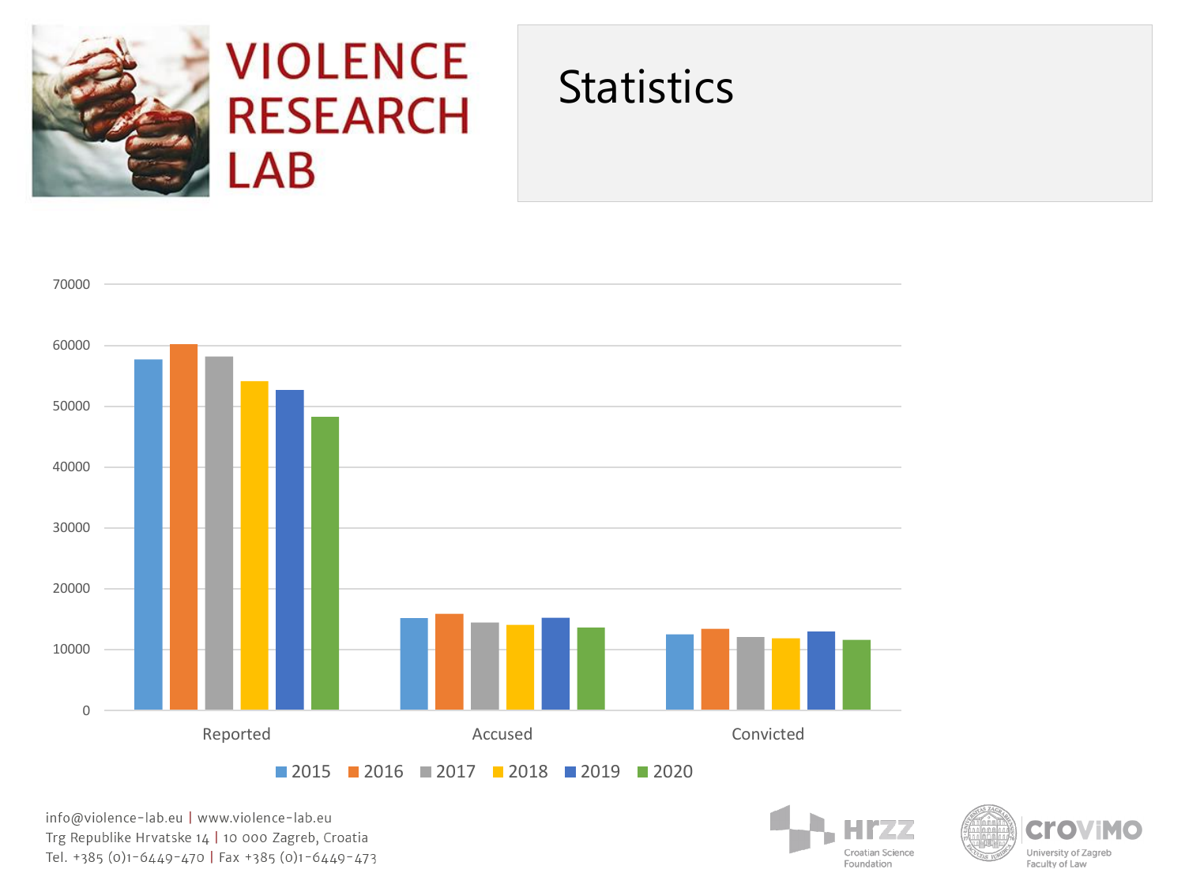# Statistics

70000
60000
50000
40000
30000
20000
10000
0

Reported | Accused | Convicted

2015 | 2016 | 2017 | 2018 | 2019 | 2020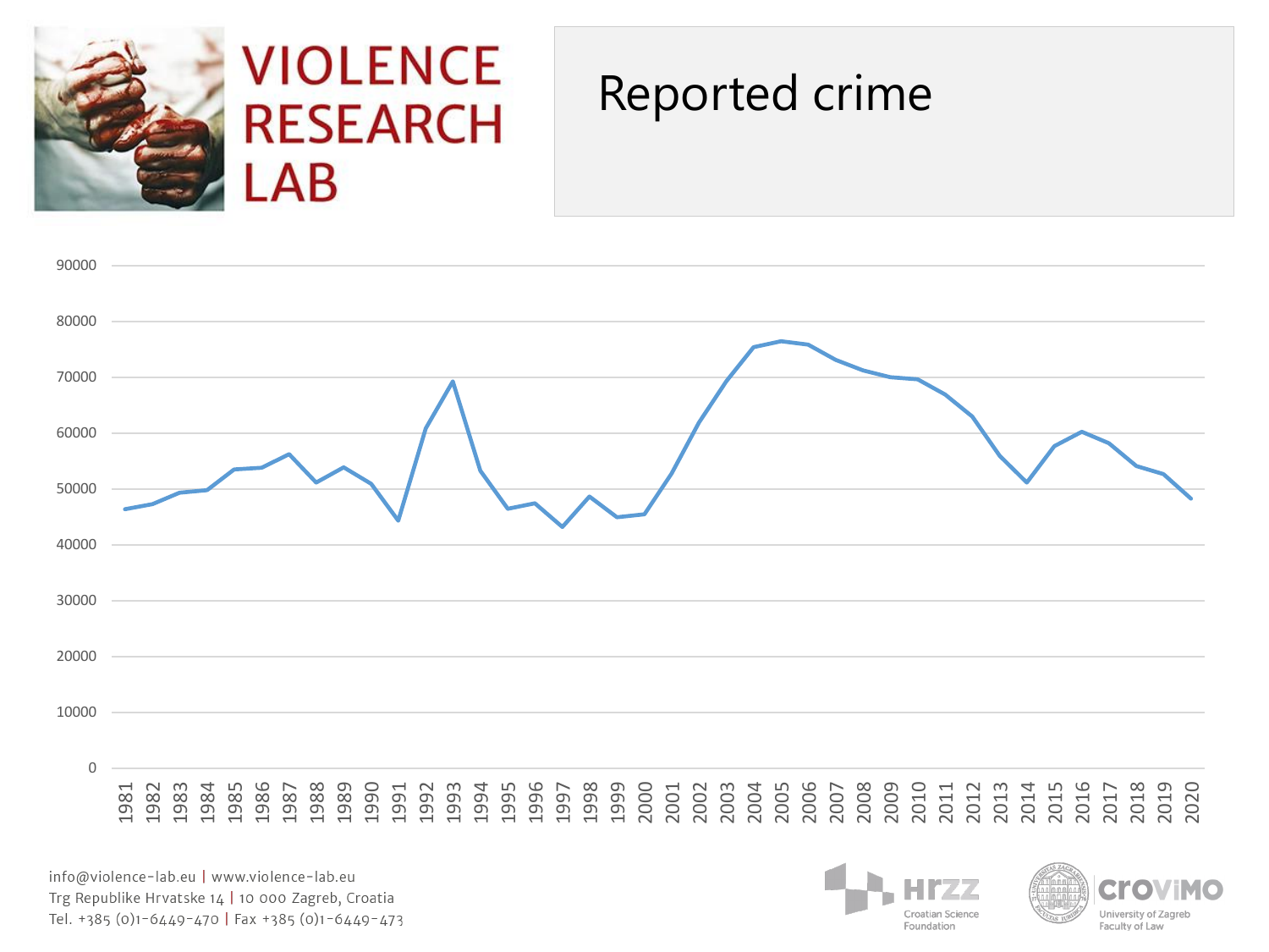# Reported crime

VIOLENCE RESEARCH LAB

info@violence-lab.eu | www.violence-lab.eu
Trg Republike Hrvatske 14 | 10 000 Zagreb, Croatia
Tel. +385 (0)1-6449-470 | Fax +385 (0)1-6449-473

HRZZ Croatian Science Foundation

croViMO University of Zagreb Faculty of Law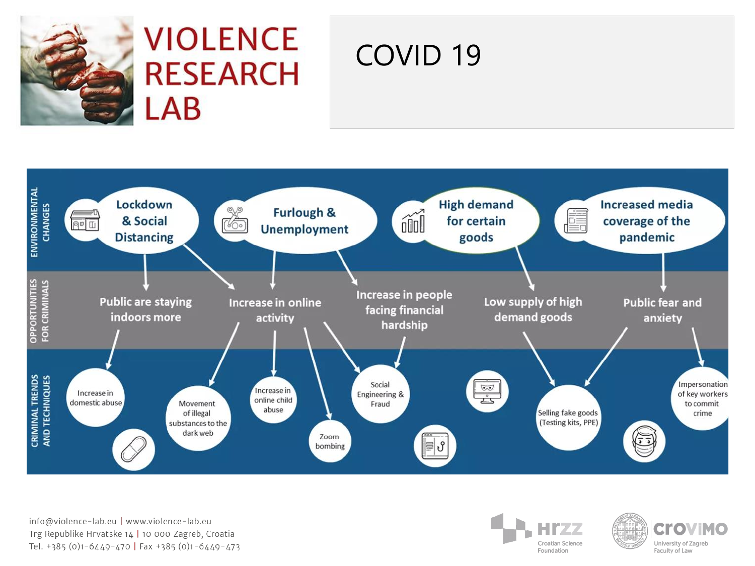# COVID 19

## ENVIRONMENTAL CHANGES

- Lockdown & Social Distancing
- Furlough & Unemployment
- High demand for certain goods
- Increased media coverage of the pandemic

## OPPORTUNITIES FOR CRIMINALS

- Public are staying indoors more
- Increase in online activity
- Increase in people facing financial hardship
- Low supply of high demand goods
- Public fear and anxiety

## CRIMINAL TRENDS AND TECHNIQUES

- Increase in domestic abuse
- Movement of illegal substances to the dark web
- Increase in online child abuse
- Zoom bombing
- Social Engineering & Fraud
- Selling fake goods (Testing kits, PPE)
- Impersonation of key workers to commit crime

info@violence-lab.eu | www.violence-lab.eu
Trg Republike Hrvatske 14 | 10 000 Zagreb, Croatia
Tel. +385 (0)1-6449-470 | Fax +385 (0)1-6449-473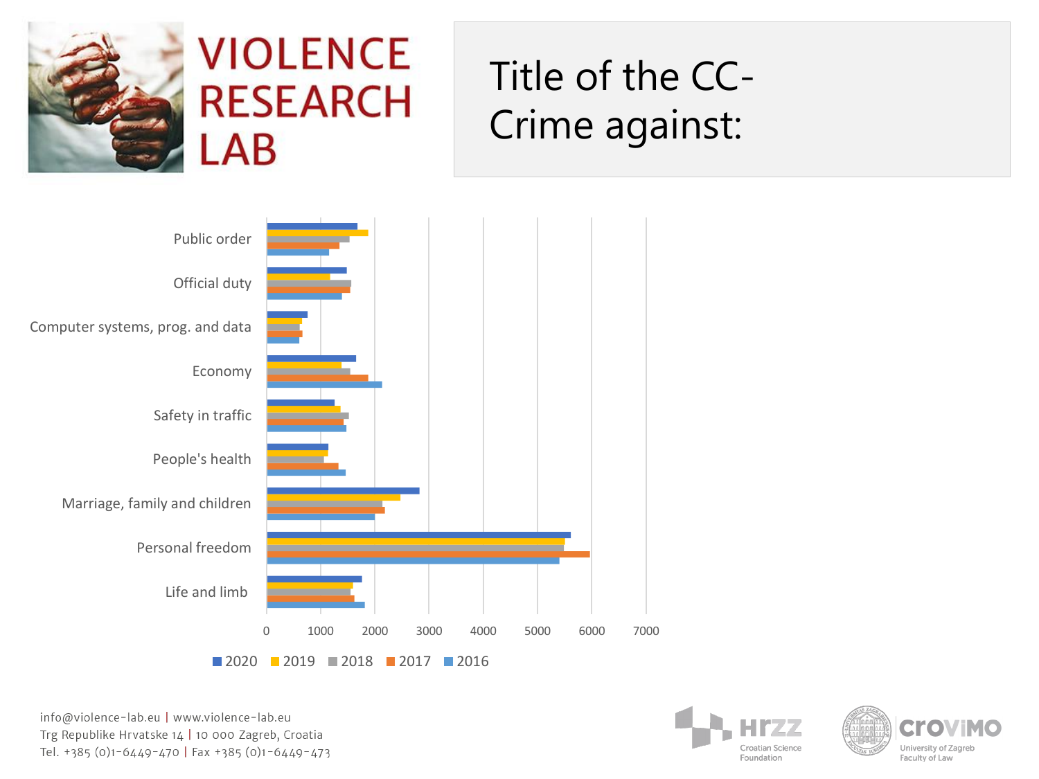# Title of the CC-Crime against:

| Crime against | 2020 | 2019 | 2018 | 2017 | 2016 |
|---|---|---|---|---|---|
| Public order | | | | | |
| Official duty | | | | | |
| Computer systems, prog. and data | | | | | |
| Economy | | | | | |
| Safety in traffic | | | | | |
| People's health | | | | | |
| Marriage, family and children | | | | | |
| Personal freedom | | | | | |
| Life and limb | | | | | |

0 1000 2000 3000 4000 5000 6000 7000

info@violence-lab.eu | www.violence-lab.eu
Trg Republike Hrvatske 14 | 10 000 Zagreb, Croatia
Tel. +385 (0)1-6449-470 | Fax +385 (0)1-6449-473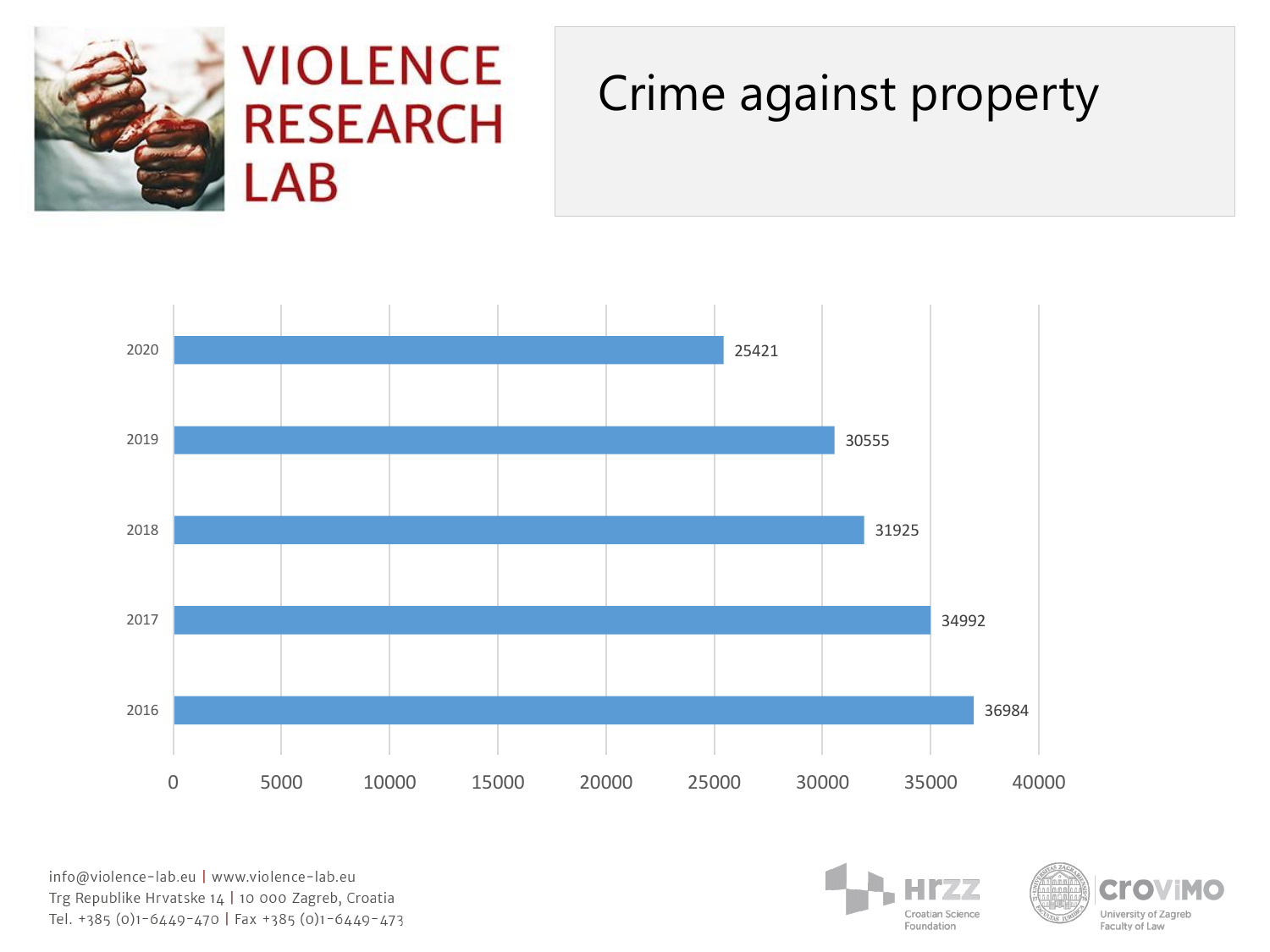# Crime against property

| Year | Count |
|---|---|
| 2020 | 25421 |
| 2019 | 30555 |
| 2018 | 31925 |
| 2017 | 34992 |
| 2016 | 36984 |

info@violence-lab.eu | www.violence-lab.eu
Trg Republike Hrvatske 14 | 10 000 Zagreb, Croatia
Tel. +385 (0)1-6449-470 | Fax +385 (0)1-6449-473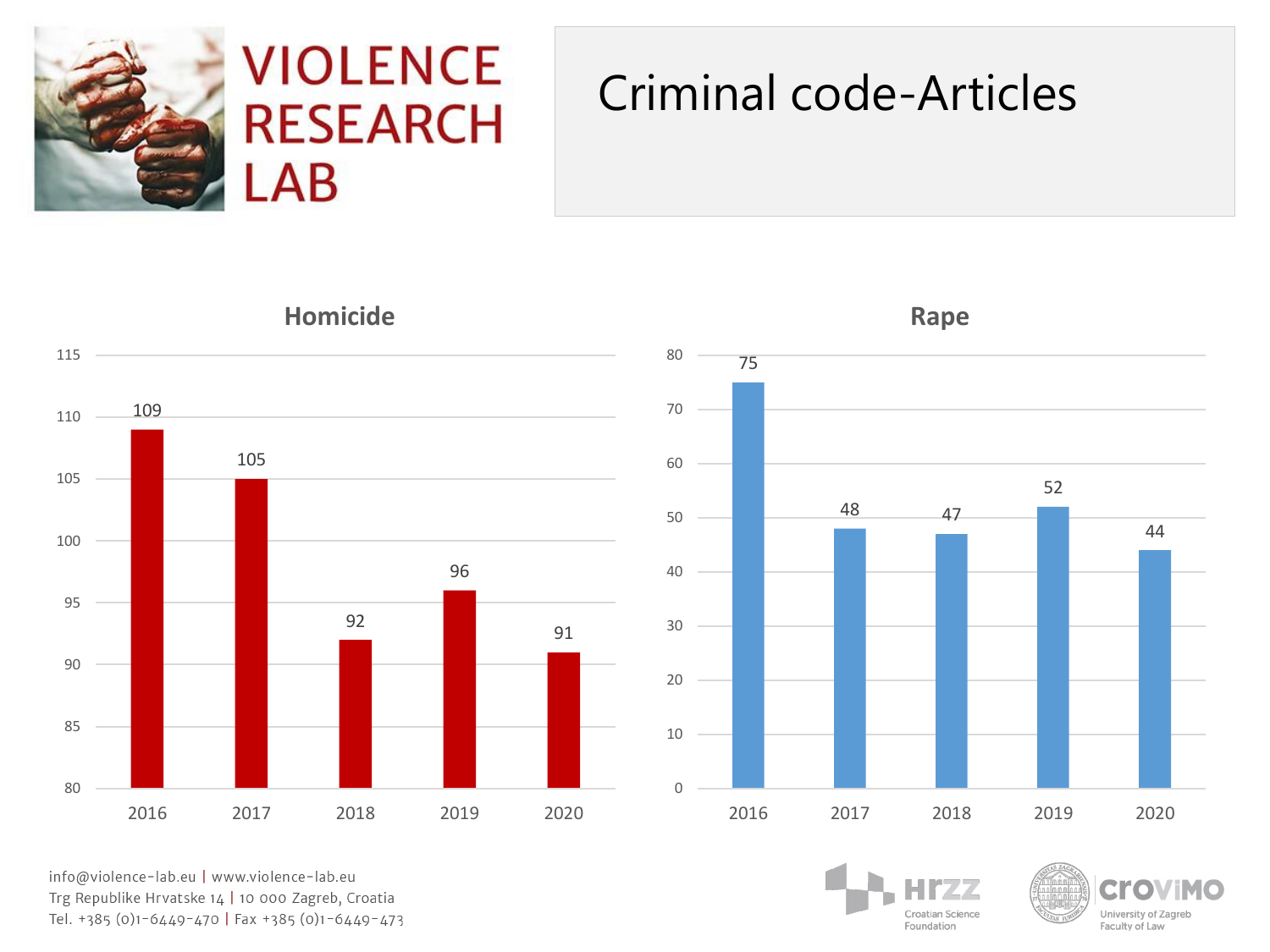# Criminal code-Articles

### Homicide

| Year | Homicide |
|---|---|
| 2016 | 109 |
| 2017 | 105 |
| 2018 | 92 |
| 2019 | 96 |
| 2020 | 91 |

### Rape

| Year | Rape |
|---|---|
| 2016 | 75 |
| 2017 | 48 |
| 2018 | 47 |
| 2019 | 52 |
| 2020 | 44 |

info@violence-lab.eu | www.violence-lab.eu
Trg Republike Hrvatske 14 | 10 000 Zagreb, Croatia
Tel. +385 (0)1-6449-470 | Fax +385 (0)1-6449-473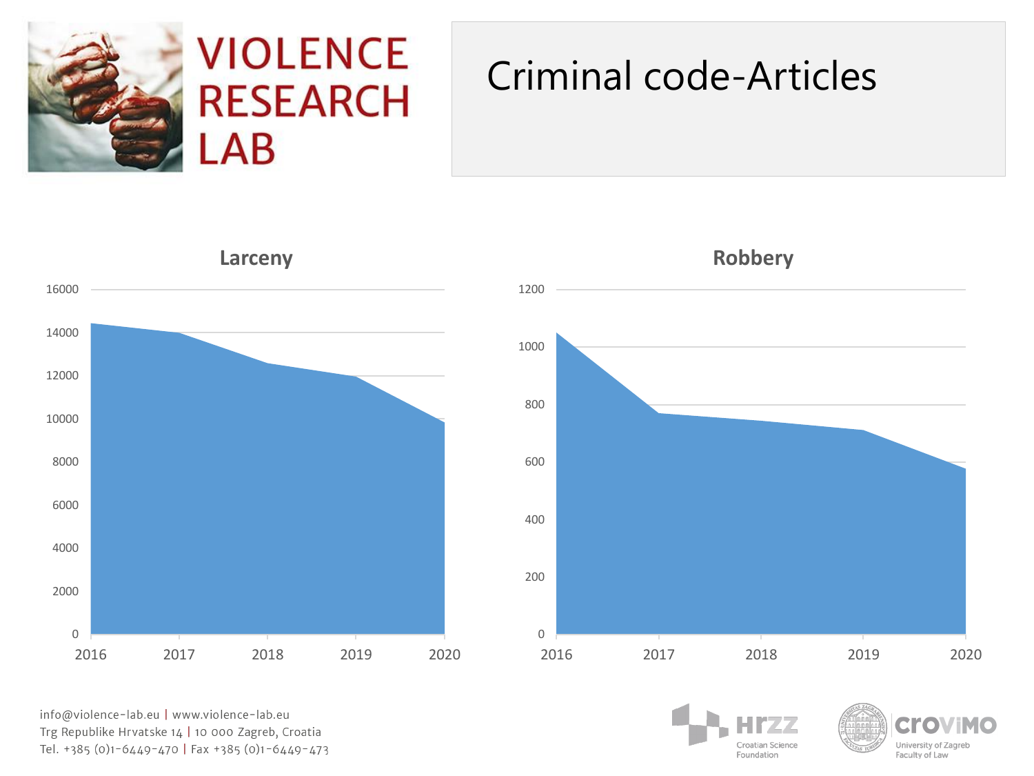# Criminal code-Articles

## Larceny

| | 2016 | 2017 | 2018 | 2019 | 2020 |
|---|---|---|---|---|---|
| Axis (0–16000) | | | | | |

## Robbery

| | 2016 | 2017 | 2018 | 2019 | 2020 |
|---|---|---|---|---|---|
| Axis (0–1200) | | | | | |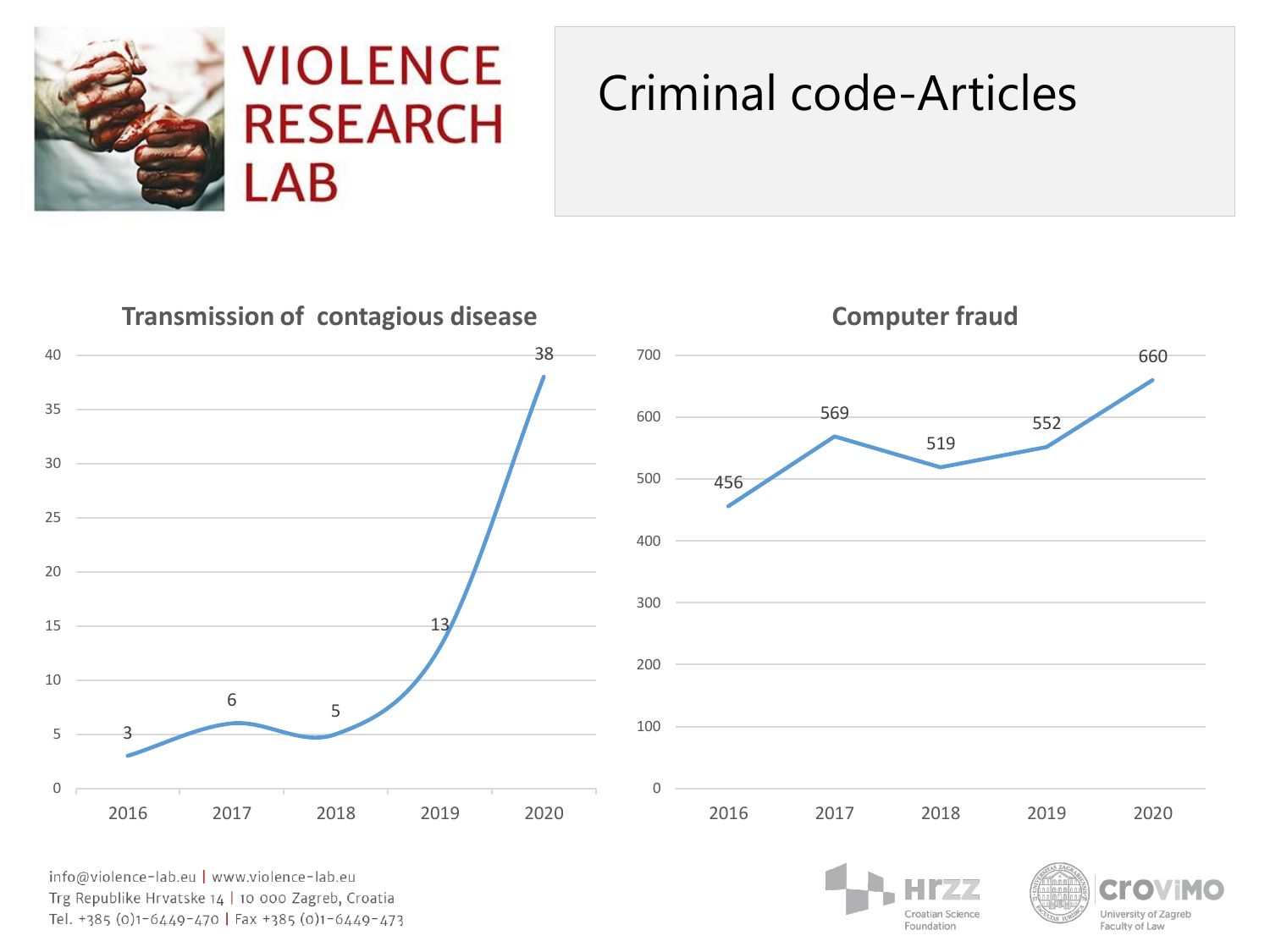# VIOLENCE RESEARCH LAB

## Criminal code-Articles

### Transmission of contagious disease

| Year | Value |
| --- | --- |
| 2016 | 3 |
| 2017 | 6 |
| 2018 | 5 |
| 2019 | 13 |
| 2020 | 38 |

### Computer fraud

| Year | Value |
| --- | --- |
| 2016 | 456 |
| 2017 | 569 |
| 2018 | 519 |
| 2019 | 552 |
| 2020 | 660 |

info@violence-lab.eu | www.violence-lab.eu
Trg Republike Hrvatske 14 | 10 000 Zagreb, Croatia
Tel. +385 (0)1-6449-470 | Fax +385 (0)1-6449-473

HRZZ Croatian Science Foundation

CroViMo University of Zagreb Faculty of Law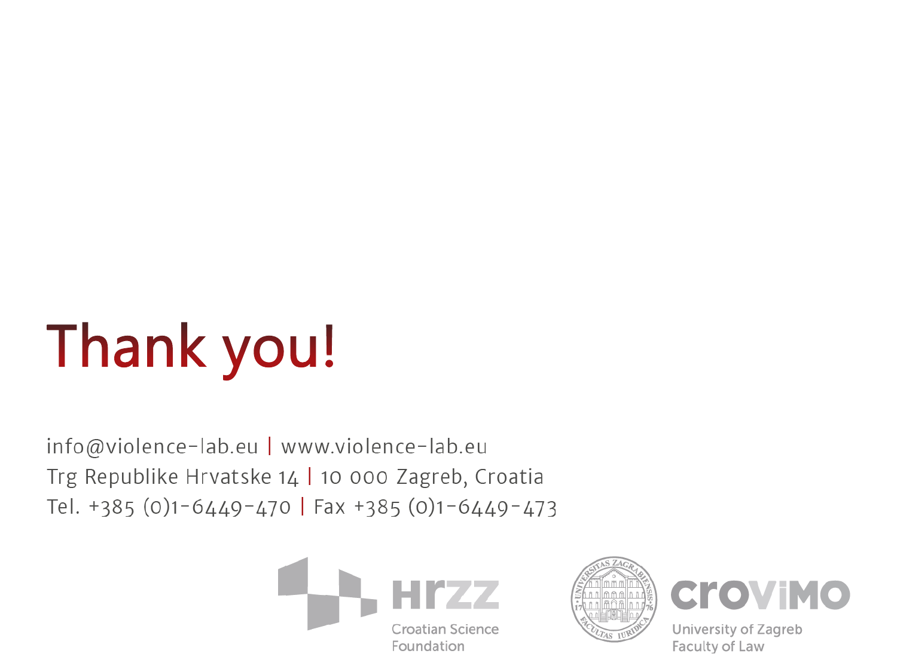# Thank you!

info@violence-lab.eu | www.violence-lab.eu
Trg Republike Hrvatske 14 | 10 000 Zagreb, Croatia
Tel. +385 (0)1-6449-470 | Fax +385 (0)1-6449-473

HrZZ
Croatian Science Foundation

croViMO
University of Zagreb
Faculty of Law